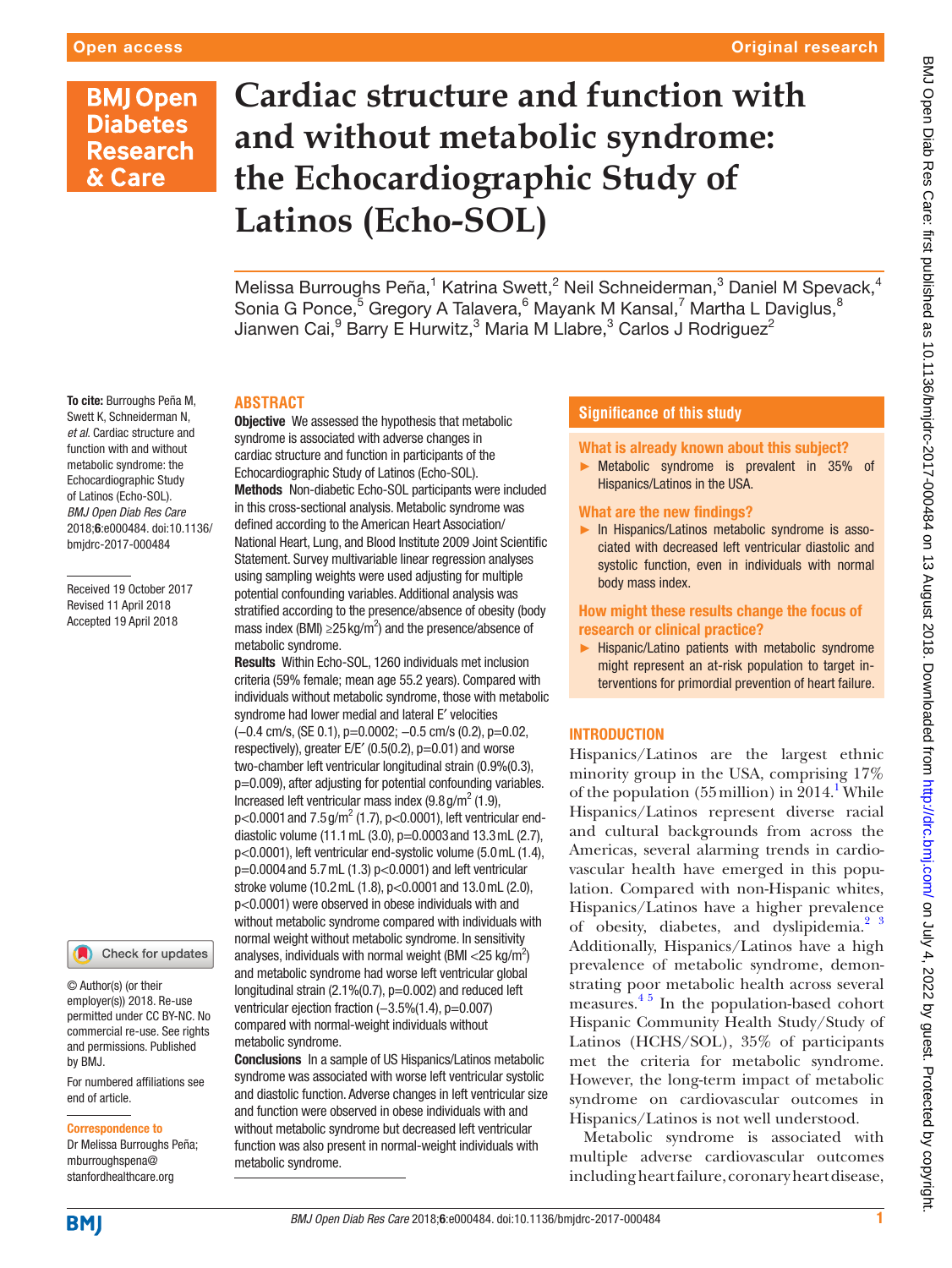Open access

Original research

# Cardiac structure and function with and without metabolic syndrome: the Echocardiographic Study of Latinos (Echo-SOL)

Melissa Burroughs Peña,[1] Katrina Swett,[2] Neil Schneiderman,[3] Daniel M Spevack,[4] Sonia G Ponce,[5] Gregory A Talavera,[6] Mayank M Kansal,[7] Martha L Daviglus,[8] Jianwen Cai,[9] Barry E Hurwitz,[3] Maria M Llabre,[3] Carlos J Rodriguez[2]

**To cite:** Burroughs Peña M, Swett K, Schneiderman N, *et al*. Cardiac structure and function with and without metabolic syndrome: the Echocardiographic Study of Latinos (Echo-SOL). *BMJ Open Diab Res Care* 2018;**6**:e000484. doi:10.1136/bmjdrc-2017-000484

Received 19 October 2017
Revised 11 April 2018
Accepted 19 April 2018

© Author(s) (or their employer(s)) 2018. Re-use permitted under CC BY-NC. No commercial re-use. See rights and permissions. Published by BMJ.

For numbered affiliations see end of article.

**Correspondence to**
Dr Melissa Burroughs Peña; mburroughspena@stanfordhealthcare.org

## ABSTRACT

**Objective** We assessed the hypothesis that metabolic syndrome is associated with adverse changes in cardiac structure and function in participants of the Echocardiographic Study of Latinos (Echo-SOL).

**Methods** Non-diabetic Echo-SOL participants were included in this cross-sectional analysis. Metabolic syndrome was defined according to the American Heart Association/National Heart, Lung, and Blood Institute 2009 Joint Scientific Statement. Survey multivariable linear regression analyses using sampling weights were used adjusting for multiple potential confounding variables. Additional analysis was stratified according to the presence/absence of obesity (body mass index (BMI) ≥25 kg/m$^2$) and the presence/absence of metabolic syndrome.

**Results** Within Echo-SOL, 1260 individuals met inclusion criteria (59% female; mean age 55.2 years). Compared with individuals without metabolic syndrome, those with metabolic syndrome had lower medial and lateral E′ velocities (−0.4 cm/s, (SE 0.1), p=0.0002; −0.5 cm/s (0.2), p=0.02, respectively), greater E/E′ (0.5(0.2), p=0.01) and worse two-chamber left ventricular longitudinal strain (0.9%(0.3), p=0.009), after adjusting for potential confounding variables. Increased left ventricular mass index (9.8 g/m$^2$ (1.9), p<0.0001 and 7.5 g/m$^2$ (1.7), p<0.0001), left ventricular end-diastolic volume (11.1 mL (3.0), p=0.0003 and 13.3 mL (2.7), p<0.0001), left ventricular end-systolic volume (5.0 mL (1.4), p=0.0004 and 5.7 mL (1.3) p<0.0001) and left ventricular stroke volume (10.2 mL (1.8), p<0.0001 and 13.0 mL (2.0), p<0.0001) were observed in obese individuals with and without metabolic syndrome compared with individuals with normal weight without metabolic syndrome. In sensitivity analyses, individuals with normal weight (BMI <25 kg/m$^2$) and metabolic syndrome had worse left ventricular global longitudinal strain (2.1%(0.7), p=0.002) and reduced left ventricular ejection fraction (−3.5%(1.4), p=0.007) compared with normal-weight individuals without metabolic syndrome.

**Conclusions** In a sample of US Hispanics/Latinos metabolic syndrome was associated with worse left ventricular systolic and diastolic function. Adverse changes in left ventricular size and function were observed in obese individuals with and without metabolic syndrome but decreased left ventricular function was also present in normal-weight individuals with metabolic syndrome.

## Significance of this study

**What is already known about this subject?**

- Metabolic syndrome is prevalent in 35% of Hispanics/Latinos in the USA.

**What are the new findings?**

- In Hispanics/Latinos metabolic syndrome is associated with decreased left ventricular diastolic and systolic function, even in individuals with normal body mass index.

**How might these results change the focus of research or clinical practice?**

- Hispanic/Latino patients with metabolic syndrome might represent an at-risk population to target interventions for primordial prevention of heart failure.

## INTRODUCTION

Hispanics/Latinos are the largest ethnic minority group in the USA, comprising 17% of the population (55 million) in 2014.[1] While Hispanics/Latinos represent diverse racial and cultural backgrounds from across the Americas, several alarming trends in cardiovascular health have emerged in this population. Compared with non-Hispanic whites, Hispanics/Latinos have a higher prevalence of obesity, diabetes, and dyslipidemia.[2 3] Additionally, Hispanics/Latinos have a high prevalence of metabolic syndrome, demonstrating poor metabolic health across several measures.[4 5] In the population-based cohort Hispanic Community Health Study/Study of Latinos (HCHS/SOL), 35% of participants met the criteria for metabolic syndrome. However, the long-term impact of metabolic syndrome on cardiovascular outcomes in Hispanics/Latinos is not well understood.

Metabolic syndrome is associated with multiple adverse cardiovascular outcomes including heart failure, coronary heart disease,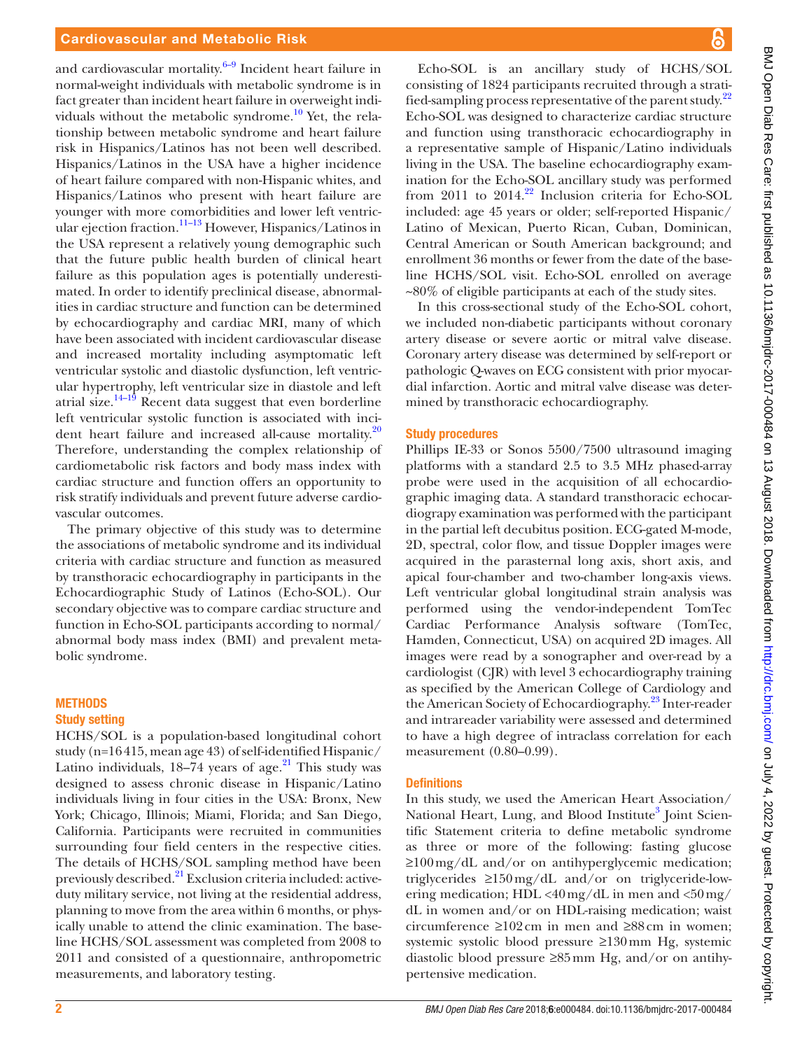and cardiovascular mortality.[6–9] Incident heart failure in normal-weight individuals with metabolic syndrome is in fact greater than incident heart failure in overweight individuals without the metabolic syndrome.[10] Yet, the relationship between metabolic syndrome and heart failure risk in Hispanics/Latinos has not been well described. Hispanics/Latinos in the USA have a higher incidence of heart failure compared with non-Hispanic whites, and Hispanics/Latinos who present with heart failure are younger with more comorbidities and lower left ventricular ejection fraction.[11–13] However, Hispanics/Latinos in the USA represent a relatively young demographic such that the future public health burden of clinical heart failure as this population ages is potentially underestimated. In order to identify preclinical disease, abnormalities in cardiac structure and function can be determined by echocardiography and cardiac MRI, many of which have been associated with incident cardiovascular disease and increased mortality including asymptomatic left ventricular systolic and diastolic dysfunction, left ventricular hypertrophy, left ventricular size in diastole and left atrial size.[14–19] Recent data suggest that even borderline left ventricular systolic function is associated with incident heart failure and increased all-cause mortality.[20] Therefore, understanding the complex relationship of cardiometabolic risk factors and body mass index with cardiac structure and function offers an opportunity to risk stratify individuals and prevent future adverse cardiovascular outcomes.

The primary objective of this study was to determine the associations of metabolic syndrome and its individual criteria with cardiac structure and function as measured by transthoracic echocardiography in participants in the Echocardiographic Study of Latinos (Echo-SOL). Our secondary objective was to compare cardiac structure and function in Echo-SOL participants according to normal/abnormal body mass index (BMI) and prevalent metabolic syndrome.

## METHODS

### Study setting

HCHS/SOL is a population-based longitudinal cohort study (n=16 415, mean age 43) of self-identified Hispanic/Latino individuals, 18–74 years of age.[21] This study was designed to assess chronic disease in Hispanic/Latino individuals living in four cities in the USA: Bronx, New York; Chicago, Illinois; Miami, Florida; and San Diego, California. Participants were recruited in communities surrounding four field centers in the respective cities. The details of HCHS/SOL sampling method have been previously described.[21] Exclusion criteria included: active-duty military service, not living at the residential address, planning to move from the area within 6 months, or physically unable to attend the clinic examination. The baseline HCHS/SOL assessment was completed from 2008 to 2011 and consisted of a questionnaire, anthropometric measurements, and laboratory testing.

Echo-SOL is an ancillary study of HCHS/SOL consisting of 1824 participants recruited through a stratified-sampling process representative of the parent study.[22] Echo-SOL was designed to characterize cardiac structure and function using transthoracic echocardiography in a representative sample of Hispanic/Latino individuals living in the USA. The baseline echocardiography examination for the Echo-SOL ancillary study was performed from 2011 to 2014.[22] Inclusion criteria for Echo-SOL included: age 45 years or older; self-reported Hispanic/Latino of Mexican, Puerto Rican, Cuban, Dominican, Central American or South American background; and enrollment 36 months or fewer from the date of the baseline HCHS/SOL visit. Echo-SOL enrolled on average ~80% of eligible participants at each of the study sites.

In this cross-sectional study of the Echo-SOL cohort, we included non-diabetic participants without coronary artery disease or severe aortic or mitral valve disease. Coronary artery disease was determined by self-report or pathologic Q-waves on ECG consistent with prior myocardial infarction. Aortic and mitral valve disease was determined by transthoracic echocardiography.

### Study procedures

Phillips IE-33 or Sonos 5500/7500 ultrasound imaging platforms with a standard 2.5 to 3.5 MHz phased-array probe were used in the acquisition of all echocardiographic imaging data. A standard transthoracic echocardiograpy examination was performed with the participant in the partial left decubitus position. ECG-gated M-mode, 2D, spectral, color flow, and tissue Doppler images were acquired in the parasternal long axis, short axis, and apical four-chamber and two-chamber long-axis views. Left ventricular global longitudinal strain analysis was performed using the vendor-independent TomTec Cardiac Performance Analysis software (TomTec, Hamden, Connecticut, USA) on acquired 2D images. All images were read by a sonographer and over-read by a cardiologist (CJR) with level 3 echocardiography training as specified by the American College of Cardiology and the American Society of Echocardiography.[23] Inter-reader and intrareader variability were assessed and determined to have a high degree of intraclass correlation for each measurement (0.80–0.99).

### Definitions

In this study, we used the American Heart Association/National Heart, Lung, and Blood Institute[3] Joint Scientific Statement criteria to define metabolic syndrome as three or more of the following: fasting glucose ≥100 mg/dL and/or on antihyperglycemic medication; triglycerides ≥150 mg/dL and/or on triglyceride-lowering medication; HDL <40 mg/dL in men and <50 mg/dL in women and/or on HDL-raising medication; waist circumference ≥102 cm in men and ≥88 cm in women; systemic systolic blood pressure ≥130 mm Hg, systemic diastolic blood pressure ≥85 mm Hg, and/or on antihypertensive medication.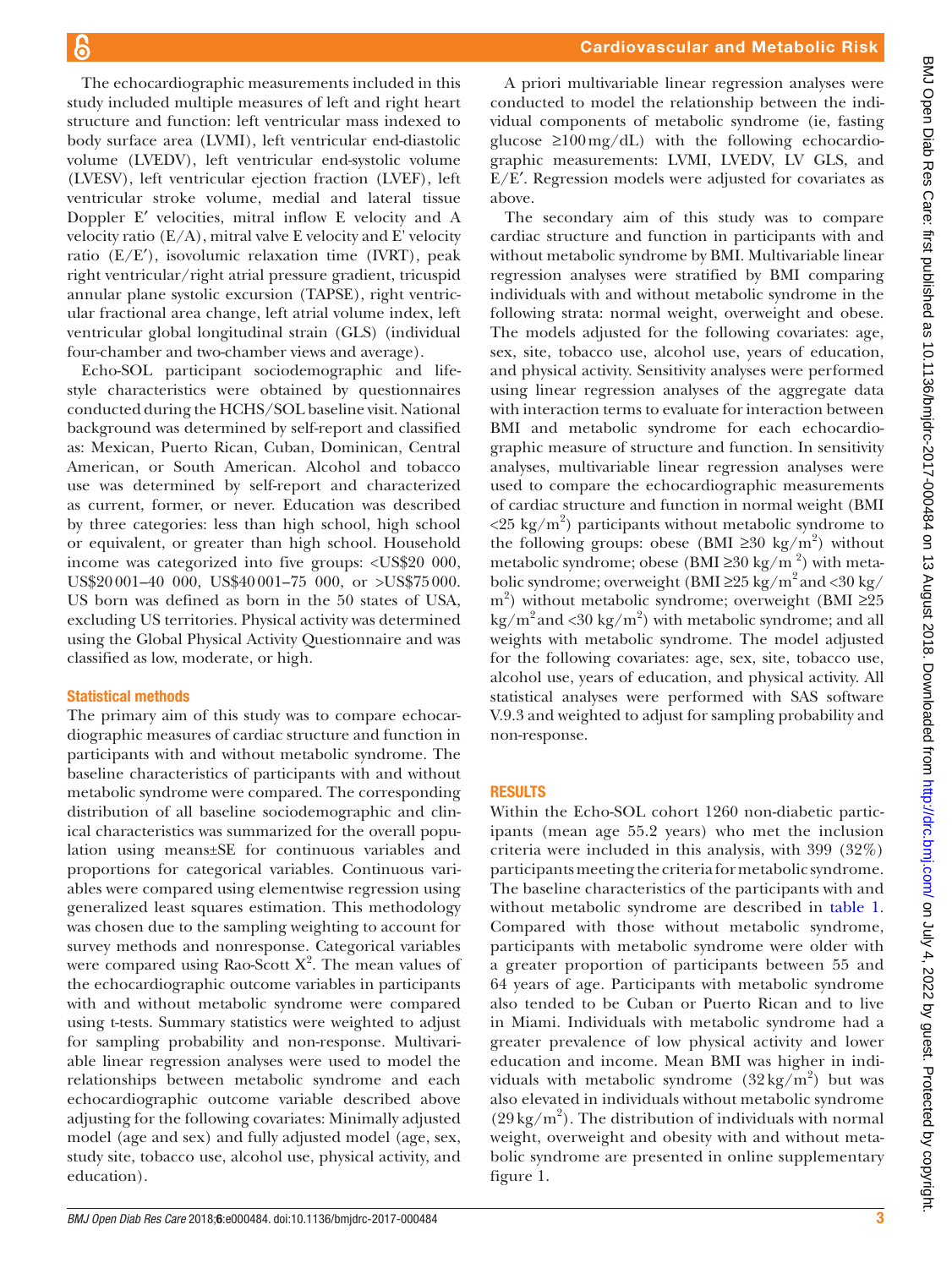The echocardiographic measurements included in this study included multiple measures of left and right heart structure and function: left ventricular mass indexed to body surface area (LVMI), left ventricular end-diastolic volume (LVEDV), left ventricular end-systolic volume (LVESV), left ventricular ejection fraction (LVEF), left ventricular stroke volume, medial and lateral tissue Doppler E′ velocities, mitral inflow E velocity and A velocity ratio (E/A), mitral valve E velocity and E' velocity ratio (E/E′), isovolumic relaxation time (IVRT), peak right ventricular/right atrial pressure gradient, tricuspid annular plane systolic excursion (TAPSE), right ventricular fractional area change, left atrial volume index, left ventricular global longitudinal strain (GLS) (individual four-chamber and two-chamber views and average).

Echo-SOL participant sociodemographic and lifestyle characteristics were obtained by questionnaires conducted during the HCHS/SOL baseline visit. National background was determined by self-report and classified as: Mexican, Puerto Rican, Cuban, Dominican, Central American, or South American. Alcohol and tobacco use was determined by self-report and characterized as current, former, or never. Education was described by three categories: less than high school, high school or equivalent, or greater than high school. Household income was categorized into five groups: <US$20 000, US$20 001–40 000, US$40 001–75 000, or >US$75 000. US born was defined as born in the 50 states of USA, excluding US territories. Physical activity was determined using the Global Physical Activity Questionnaire and was classified as low, moderate, or high.

### Statistical methods

The primary aim of this study was to compare echocardiographic measures of cardiac structure and function in participants with and without metabolic syndrome. The baseline characteristics of participants with and without metabolic syndrome were compared. The corresponding distribution of all baseline sociodemographic and clinical characteristics was summarized for the overall population using means±SE for continuous variables and proportions for categorical variables. Continuous variables were compared using elementwise regression using generalized least squares estimation. This methodology was chosen due to the sampling weighting to account for survey methods and nonresponse. Categorical variables were compared using Rao-Scott $X^2$. The mean values of the echocardiographic outcome variables in participants with and without metabolic syndrome were compared using t-tests. Summary statistics were weighted to adjust for sampling probability and non-response. Multivariable linear regression analyses were used to model the relationships between metabolic syndrome and each echocardiographic outcome variable described above adjusting for the following covariates: Minimally adjusted model (age and sex) and fully adjusted model (age, sex, study site, tobacco use, alcohol use, physical activity, and education).

A priori multivariable linear regression analyses were conducted to model the relationship between the individual components of metabolic syndrome (ie, fasting glucose ≥100 mg/dL) with the following echocardiographic measurements: LVMI, LVEDV, LV GLS, and E/E′. Regression models were adjusted for covariates as above.

The secondary aim of this study was to compare cardiac structure and function in participants with and without metabolic syndrome by BMI. Multivariable linear regression analyses were stratified by BMI comparing individuals with and without metabolic syndrome in the following strata: normal weight, overweight and obese. The models adjusted for the following covariates: age, sex, site, tobacco use, alcohol use, years of education, and physical activity. Sensitivity analyses were performed using linear regression analyses of the aggregate data with interaction terms to evaluate for interaction between BMI and metabolic syndrome for each echocardiographic measure of structure and function. In sensitivity analyses, multivariable linear regression analyses were used to compare the echocardiographic measurements of cardiac structure and function in normal weight (BMI <25 kg/m$^2$) participants without metabolic syndrome to the following groups: obese (BMI ≥30 kg/m$^2$) without metabolic syndrome; obese (BMI ≥30 kg/m$^2$) with metabolic syndrome; overweight (BMI ≥25 kg/m$^2$ and <30 kg/m$^2$) without metabolic syndrome; overweight (BMI ≥25 kg/m$^2$ and <30 kg/m$^2$) with metabolic syndrome; and all weights with metabolic syndrome. The model adjusted for the following covariates: age, sex, site, tobacco use, alcohol use, years of education, and physical activity. All statistical analyses were performed with SAS software V.9.3 and weighted to adjust for sampling probability and non-response.

## RESULTS

Within the Echo-SOL cohort 1260 non-diabetic participants (mean age 55.2 years) who met the inclusion criteria were included in this analysis, with 399 (32%) participants meeting the criteria for metabolic syndrome. The baseline characteristics of the participants with and without metabolic syndrome are described in table 1. Compared with those without metabolic syndrome, participants with metabolic syndrome were older with a greater proportion of participants between 55 and 64 years of age. Participants with metabolic syndrome also tended to be Cuban or Puerto Rican and to live in Miami. Individuals with metabolic syndrome had a greater prevalence of low physical activity and lower education and income. Mean BMI was higher in individuals with metabolic syndrome (32 kg/m$^2$) but was also elevated in individuals without metabolic syndrome (29 kg/m$^2$). The distribution of individuals with normal weight, overweight and obesity with and without metabolic syndrome are presented in online supplementary figure 1.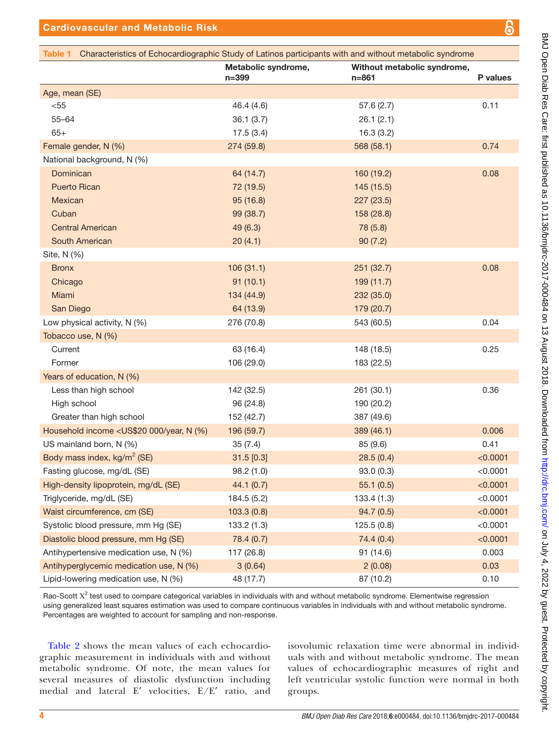**Table 1** Characteristics of Echocardiographic Study of Latinos participants with and without metabolic syndrome

| | Metabolic syndrome, n=399 | Without metabolic syndrome, n=861 | P values |
|---|---|---|---|
| Age, mean (SE) | | | |
| <55 | 46.4 (4.6) | 57.6 (2.7) | 0.11 |
| 55–64 | 36.1 (3.7) | 26.1 (2.1) | |
| 65+ | 17.5 (3.4) | 16.3 (3.2) | |
| Female gender, N (%) | 274 (59.8) | 568 (58.1) | 0.74 |
| National background, N (%) | | | |
| Dominican | 64 (14.7) | 160 (19.2) | 0.08 |
| Puerto Rican | 72 (19.5) | 145 (15.5) | |
| Mexican | 95 (16.8) | 227 (23.5) | |
| Cuban | 99 (38.7) | 158 (28.8) | |
| Central American | 49 (6.3) | 78 (5.8) | |
| South American | 20 (4.1) | 90 (7.2) | |
| Site, N (%) | | | |
| Bronx | 106 (31.1) | 251 (32.7) | 0.08 |
| Chicago | 91 (10.1) | 199 (11.7) | |
| Miami | 134 (44.9) | 232 (35.0) | |
| San Diego | 64 (13.9) | 179 (20.7) | |
| Low physical activity, N (%) | 276 (70.8) | 543 (60.5) | 0.04 |
| Tobacco use, N (%) | | | |
| Current | 63 (16.4) | 148 (18.5) | 0.25 |
| Former | 106 (29.0) | 183 (22.5) | |
| Years of education, N (%) | | | |
| Less than high school | 142 (32.5) | 261 (30.1) | 0.36 |
| High school | 96 (24.8) | 190 (20.2) | |
| Greater than high school | 152 (42.7) | 387 (49.6) | |
| Household income <US$20 000/year, N (%) | 196 (59.7) | 389 (46.1) | 0.006 |
| US mainland born, N (%) | 35 (7.4) | 85 (9.6) | 0.41 |
| Body mass index, kg/m$^2$ (SE) | 31.5 [0.3] | 28.5 (0.4) | <0.0001 |
| Fasting glucose, mg/dL (SE) | 98.2 (1.0) | 93.0 (0.3) | <0.0001 |
| High-density lipoprotein, mg/dL (SE) | 44.1 (0.7) | 55.1 (0.5) | <0.0001 |
| Triglyceride, mg/dL (SE) | 184.5 (5.2) | 133.4 (1.3) | <0.0001 |
| Waist circumference, cm (SE) | 103.3 (0.8) | 94.7 (0.5) | <0.0001 |
| Systolic blood pressure, mm Hg (SE) | 133.2 (1.3) | 125.5 (0.8) | <0.0001 |
| Diastolic blood pressure, mm Hg (SE) | 78.4 (0.7) | 74.4 (0.4) | <0.0001 |
| Antihypertensive medication use, N (%) | 117 (26.8) | 91 (14.6) | 0.003 |
| Antihyperglycemic medication use, N (%) | 3 (0.64) | 2 (0.08) | 0.03 |
| Lipid-lowering medication use, N (%) | 48 (17.7) | 87 (10.2) | 0.10 |

Rao-Scott $X^2$ test used to compare categorical variables in individuals with and without metabolic syndrome. Elementwise regression using generalized least squares estimation was used to compare continuous variables in individuals with and without metabolic syndrome. Percentages are weighted to account for sampling and non-response.

Table 2 shows the mean values of each echocardiographic measurement in individuals with and without metabolic syndrome. Of note, the mean values for several measures of diastolic dysfunction including medial and lateral E′ velocities, E/E′ ratio, and isovolumic relaxation time were abnormal in individuals with and without metabolic syndrome. The mean values of echocardiographic measures of right and left ventricular systolic function were normal in both groups.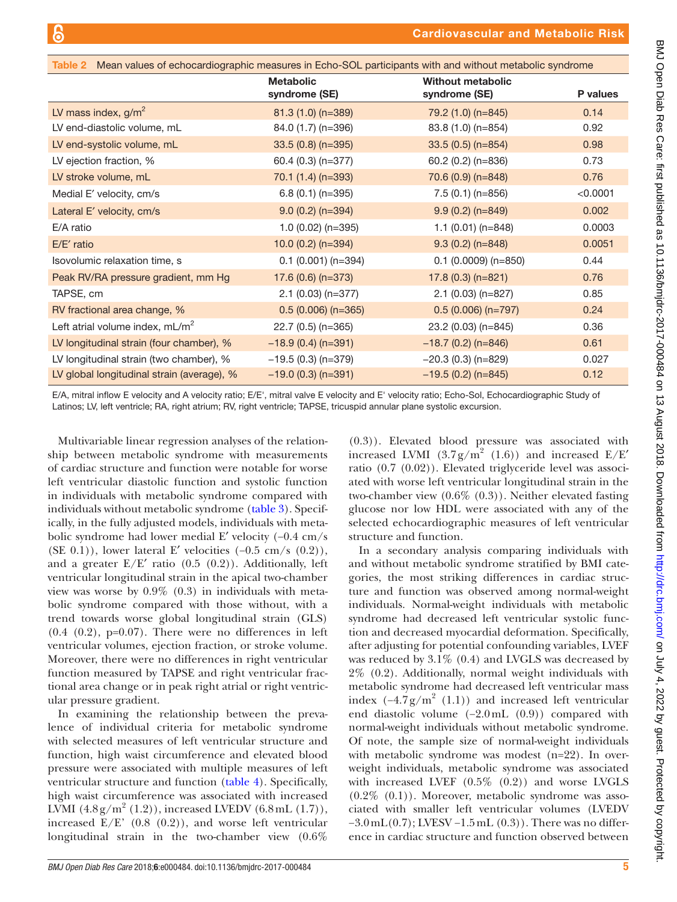**Table 2** Mean values of echocardiographic measures in Echo-SOL participants with and without metabolic syndrome

| | Metabolic syndrome (SE) | Without metabolic syndrome (SE) | P values |
|---|---|---|---|
| LV mass index, g/m$^2$ | 81.3 (1.0) (n=389) | 79.2 (1.0) (n=845) | 0.14 |
| LV end-diastolic volume, mL | 84.0 (1.7) (n=396) | 83.8 (1.0) (n=854) | 0.92 |
| LV end-systolic volume, mL | 33.5 (0.8) (n=395) | 33.5 (0.5) (n=854) | 0.98 |
| LV ejection fraction, % | 60.4 (0.3) (n=377) | 60.2 (0.2) (n=836) | 0.73 |
| LV stroke volume, mL | 70.1 (1.4) (n=393) | 70.6 (0.9) (n=848) | 0.76 |
| Medial E′ velocity, cm/s | 6.8 (0.1) (n=395) | 7.5 (0.1) (n=856) | <0.0001 |
| Lateral E′ velocity, cm/s | 9.0 (0.2) (n=394) | 9.9 (0.2) (n=849) | 0.002 |
| E/A ratio | 1.0 (0.02) (n=395) | 1.1 (0.01) (n=848) | 0.0003 |
| E/E′ ratio | 10.0 (0.2) (n=394) | 9.3 (0.2) (n=848) | 0.0051 |
| Isovolumic relaxation time, s | 0.1 (0.001) (n=394) | 0.1 (0.0009) (n=850) | 0.44 |
| Peak RV/RA pressure gradient, mm Hg | 17.6 (0.6) (n=373) | 17.8 (0.3) (n=821) | 0.76 |
| TAPSE, cm | 2.1 (0.03) (n=377) | 2.1 (0.03) (n=827) | 0.85 |
| RV fractional area change, % | 0.5 (0.006) (n=365) | 0.5 (0.006) (n=797) | 0.24 |
| Left atrial volume index, mL/m$^2$ | 22.7 (0.5) (n=365) | 23.2 (0.03) (n=845) | 0.36 |
| LV longitudinal strain (four chamber), % | −18.9 (0.4) (n=391) | −18.7 (0.2) (n=846) | 0.61 |
| LV longitudinal strain (two chamber), % | −19.5 (0.3) (n=379) | −20.3 (0.3) (n=829) | 0.027 |
| LV global longitudinal strain (average), % | −19.0 (0.3) (n=391) | −19.5 (0.2) (n=845) | 0.12 |

E/A, mitral inflow E velocity and A velocity ratio; E/E', mitral valve E velocity and E' velocity ratio; Echo-Sol, Echocardiographic Study of Latinos; LV, left ventricle; RA, right atrium; RV, right ventricle; TAPSE, tricuspid annular plane systolic excursion.

Multivariable linear regression analyses of the relationship between metabolic syndrome with measurements of cardiac structure and function were notable for worse left ventricular diastolic function and systolic function in individuals with metabolic syndrome compared with individuals without metabolic syndrome (table 3). Specifically, in the fully adjusted models, individuals with metabolic syndrome had lower medial E′ velocity (−0.4 cm/s (SE 0.1)), lower lateral E′ velocities (−0.5 cm/s (0.2)), and a greater E/E′ ratio (0.5 (0.2)). Additionally, left ventricular longitudinal strain in the apical two-chamber view was worse by 0.9% (0.3) in individuals with metabolic syndrome compared with those without, with a trend towards worse global longitudinal strain (GLS) (0.4 (0.2), p=0.07). There were no differences in left ventricular volumes, ejection fraction, or stroke volume. Moreover, there were no differences in right ventricular function measured by TAPSE and right ventricular fractional area change or in peak right atrial or right ventricular pressure gradient.

In examining the relationship between the prevalence of individual criteria for metabolic syndrome with selected measures of left ventricular structure and function, high waist circumference and elevated blood pressure were associated with multiple measures of left ventricular structure and function (table 4). Specifically, high waist circumference was associated with increased LVMI (4.8 g/m$^2$ (1.2)), increased LVEDV (6.8 mL (1.7)), increased E/E' (0.8 (0.2)), and worse left ventricular longitudinal strain in the two-chamber view (0.6% (0.3)). Elevated blood pressure was associated with increased LVMI (3.7 g/m$^2$ (1.6)) and increased E/E′ ratio (0.7 (0.02)). Elevated triglyceride level was associated with worse left ventricular longitudinal strain in the two-chamber view (0.6% (0.3)). Neither elevated fasting glucose nor low HDL were associated with any of the selected echocardiographic measures of left ventricular structure and function.

In a secondary analysis comparing individuals with and without metabolic syndrome stratified by BMI categories, the most striking differences in cardiac structure and function was observed among normal-weight individuals. Normal-weight individuals with metabolic syndrome had decreased left ventricular systolic function and decreased myocardial deformation. Specifically, after adjusting for potential confounding variables, LVEF was reduced by 3.1% (0.4) and LVGLS was decreased by 2% (0.2). Additionally, normal weight individuals with metabolic syndrome had decreased left ventricular mass index (−4.7 g/m$^2$ (1.1)) and increased left ventricular end diastolic volume (−2.0 mL (0.9)) compared with normal-weight individuals without metabolic syndrome. Of note, the sample size of normal-weight individuals with metabolic syndrome was modest (n=22). In overweight individuals, metabolic syndrome was associated with increased LVEF (0.5% (0.2)) and worse LVGLS (0.2% (0.1)). Moreover, metabolic syndrome was associated with smaller left ventricular volumes (LVEDV −3.0 mL (0.7); LVESV −1.5 mL (0.3)). There was no difference in cardiac structure and function observed between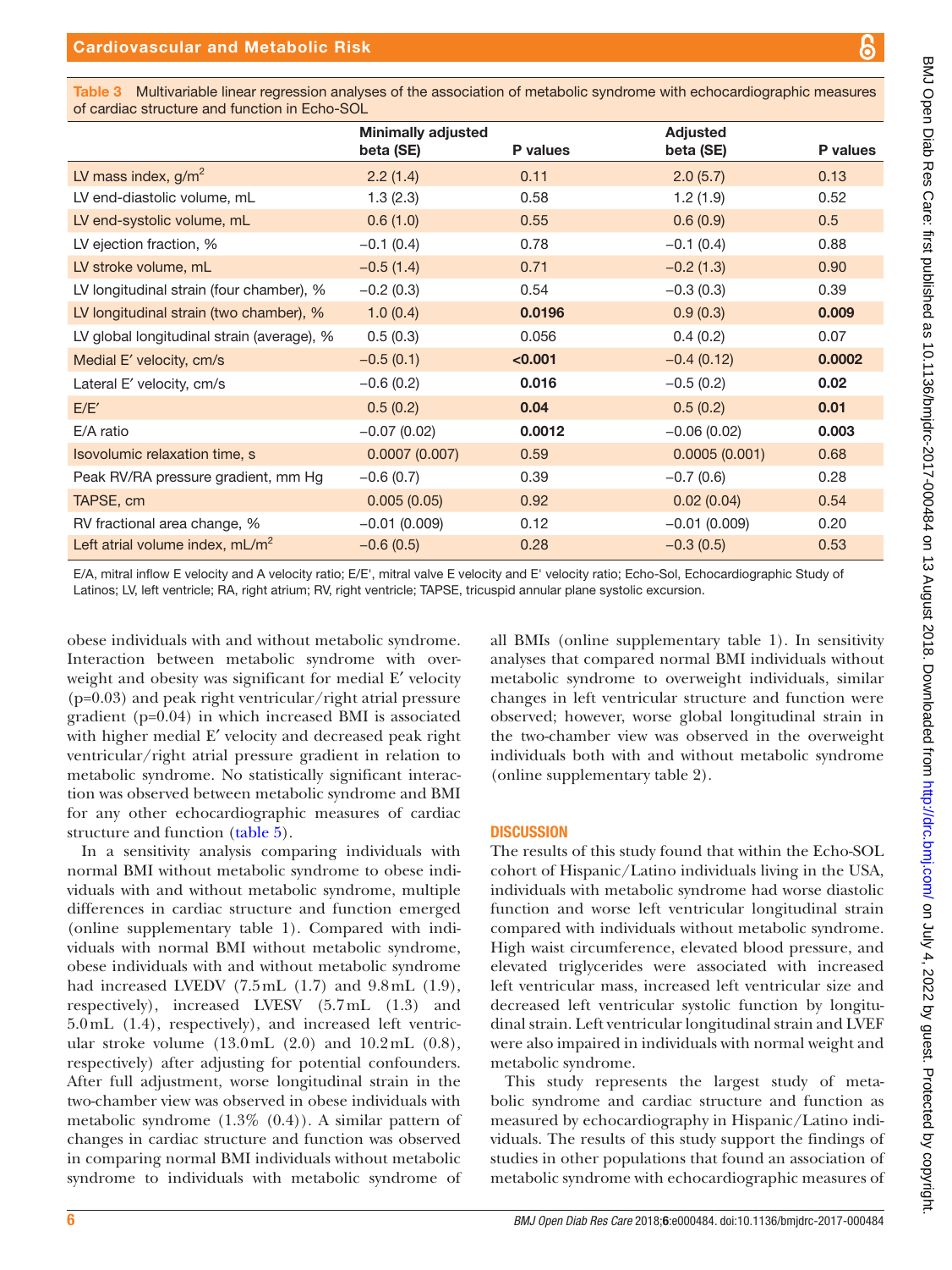**Table 3** Multivariable linear regression analyses of the association of metabolic syndrome with echocardiographic measures of cardiac structure and function in Echo-SOL

| | Minimally adjusted beta (SE) | P values | Adjusted beta (SE) | P values |
|---|---|---|---|---|
| LV mass index, g/m$^2$ | 2.2 (1.4) | 0.11 | 2.0 (5.7) | 0.13 |
| LV end-diastolic volume, mL | 1.3 (2.3) | 0.58 | 1.2 (1.9) | 0.52 |
| LV end-systolic volume, mL | 0.6 (1.0) | 0.55 | 0.6 (0.9) | 0.5 |
| LV ejection fraction, % | −0.1 (0.4) | 0.78 | −0.1 (0.4) | 0.88 |
| LV stroke volume, mL | −0.5 (1.4) | 0.71 | −0.2 (1.3) | 0.90 |
| LV longitudinal strain (four chamber), % | −0.2 (0.3) | 0.54 | −0.3 (0.3) | 0.39 |
| LV longitudinal strain (two chamber), % | 1.0 (0.4) | **0.0196** | 0.9 (0.3) | **0.009** |
| LV global longitudinal strain (average), % | 0.5 (0.3) | 0.056 | 0.4 (0.2) | 0.07 |
| Medial E′ velocity, cm/s | −0.5 (0.1) | **<0.001** | −0.4 (0.12) | **0.0002** |
| Lateral E′ velocity, cm/s | −0.6 (0.2) | **0.016** | −0.5 (0.2) | **0.02** |
| E/E′ | 0.5 (0.2) | **0.04** | 0.5 (0.2) | **0.01** |
| E/A ratio | −0.07 (0.02) | **0.0012** | −0.06 (0.02) | **0.003** |
| Isovolumic relaxation time, s | 0.0007 (0.007) | 0.59 | 0.0005 (0.001) | 0.68 |
| Peak RV/RA pressure gradient, mm Hg | −0.6 (0.7) | 0.39 | −0.7 (0.6) | 0.28 |
| TAPSE, cm | 0.005 (0.05) | 0.92 | 0.02 (0.04) | 0.54 |
| RV fractional area change, % | −0.01 (0.009) | 0.12 | −0.01 (0.009) | 0.20 |
| Left atrial volume index, mL/m$^2$ | −0.6 (0.5) | 0.28 | −0.3 (0.5) | 0.53 |

E/A, mitral inflow E velocity and A velocity ratio; E/E', mitral valve E velocity and E' velocity ratio; Echo-Sol, Echocardiographic Study of Latinos; LV, left ventricle; RA, right atrium; RV, right ventricle; TAPSE, tricuspid annular plane systolic excursion.

obese individuals with and without metabolic syndrome. Interaction between metabolic syndrome with overweight and obesity was significant for medial E′ velocity (p=0.03) and peak right ventricular/right atrial pressure gradient (p=0.04) in which increased BMI is associated with higher medial E′ velocity and decreased peak right ventricular/right atrial pressure gradient in relation to metabolic syndrome. No statistically significant interaction was observed between metabolic syndrome and BMI for any other echocardiographic measures of cardiac structure and function (table 5).

In a sensitivity analysis comparing individuals with normal BMI without metabolic syndrome to obese individuals with and without metabolic syndrome, multiple differences in cardiac structure and function emerged (online supplementary table 1). Compared with individuals with normal BMI without metabolic syndrome, obese individuals with and without metabolic syndrome had increased LVEDV (7.5 mL (1.7) and 9.8 mL (1.9), respectively), increased LVESV (5.7 mL (1.3) and 5.0 mL (1.4), respectively), and increased left ventricular stroke volume (13.0 mL (2.0) and 10.2 mL (0.8), respectively) after adjusting for potential confounders. After full adjustment, worse longitudinal strain in the two-chamber view was observed in obese individuals with metabolic syndrome (1.3% (0.4)). A similar pattern of changes in cardiac structure and function was observed in comparing normal BMI individuals without metabolic syndrome to individuals with metabolic syndrome of all BMIs (online supplementary table 1). In sensitivity analyses that compared normal BMI individuals without metabolic syndrome to overweight individuals, similar changes in left ventricular structure and function were observed; however, worse global longitudinal strain in the two-chamber view was observed in the overweight individuals both with and without metabolic syndrome (online supplementary table 2).

## DISCUSSION

The results of this study found that within the Echo-SOL cohort of Hispanic/Latino individuals living in the USA, individuals with metabolic syndrome had worse diastolic function and worse left ventricular longitudinal strain compared with individuals without metabolic syndrome. High waist circumference, elevated blood pressure, and elevated triglycerides were associated with increased left ventricular mass, increased left ventricular size and decreased left ventricular systolic function by longitudinal strain. Left ventricular longitudinal strain and LVEF were also impaired in individuals with normal weight and metabolic syndrome.

This study represents the largest study of metabolic syndrome and cardiac structure and function as measured by echocardiography in Hispanic/Latino individuals. The results of this study support the findings of studies in other populations that found an association of metabolic syndrome with echocardiographic measures of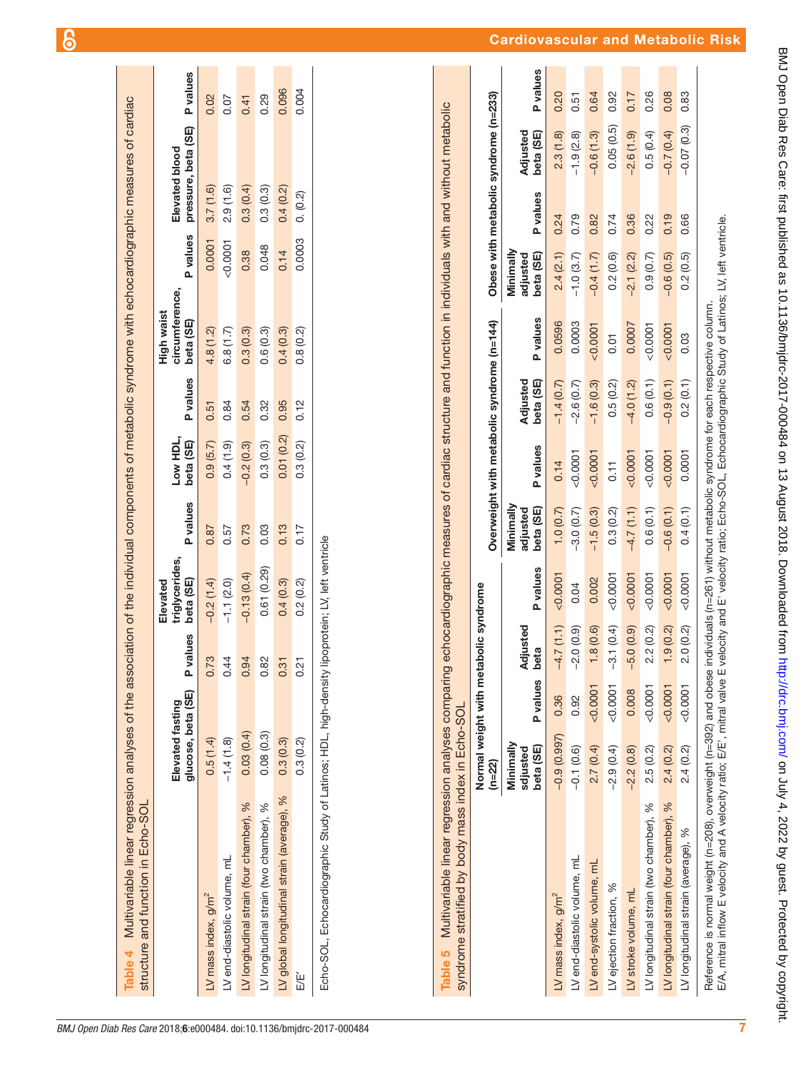**Table 4** Multivariable linear regression analyses of the association of the individual components of metabolic syndrome with echocardiographic measures of cardiac structure and function in Echo-SOL

| | Elevated fasting glucose, beta (SE) | P values | Elevated triglycerides, beta (SE) | P values | Low HDL, beta (SE) | P values | High waist circumference, beta (SE) | P values | Elevated blood pressure, beta (SE) | P values |
|---|---|---|---|---|---|---|---|---|---|---|
| LV mass index, g/m$^2$ | 0.5 (1.4) | 0.73 | −0.2 (1.4) | 0.87 | 0.9 (5.7) | 0.51 | 4.8 (1.2) | 0.0001 | 3.7 (1.6) | 0.02 |
| LV end-diastolic volume, mL | −1.4 (1.8) | 0.44 | −1.1 (2.0) | 0.57 | 0.4 (1.9) | 0.84 | 6.8 (1.7) | <0.0001 | 2.9 (1.6) | 0.07 |
| LV longitudinal strain (four chamber), % | 0.03 (0.4) | 0.94 | −0.13 (0.4) | 0.73 | −0.2 (0.3) | 0.54 | 0.3 (0.3) | 0.38 | 0.3 (0.4) | 0.41 |
| LV longitudinal strain (two chamber), % | 0.08 (0.3) | 0.82 | 0.61 (0.29) | 0.03 | 0.3 (0.3) | 0.32 | 0.6 (0.3) | 0.048 | 0.3 (0.3) | 0.29 |
| LV global longitudinal strain (average), % | 0.3 (0.3) | 0.31 | 0.4 (0.3) | 0.13 | 0.01 (0.2) | 0.95 | 0.4 (0.3) | 0.14 | 0.4 (0.2) | 0.096 |
| E/E′ | 0.3 (0.2) | 0.21 | 0.2 (0.2) | 0.17 | 0.3 (0.2) | 0.12 | 0.8 (0.2) | 0.0003 | 0. (0.2) | 0.004 |

Echo-SOL, Echocardiographic Study of Latinos; HDL, high-density lipoprotein; LV, left ventricle.

**Table 5** Multivariable linear regression analyses comparing echocardiographic measures of cardiac structure and function in individuals with and without metabolic syndrome stratified by body mass index in Echo-SOL

| | Normal weight with metabolic syndrome (n=22) | | | | Overweight with metabolic syndrome (n=144) | | | | Obese with metabolic syndrome (n=233) | | | |
|---|---|---|---|---|---|---|---|---|---|---|---|---|
| | Minimally sdjusted beta (SE) | P values | Adjusted beta | P values | Minimally adjusted beta (SE) | P values | Adjusted beta (SE) | P values | Minimally adjusted beta (SE) | P values | Adjusted beta (SE) | P values |
| LV mass index, g/m$^2$ | −0.9 (0.997) | 0.36 | −4.7 (1.1) | <0.0001 | 1.0 (0.7) | 0.14 | −1.4 (0.7) | 0.0596 | 2.4 (2.1) | 0.24 | 2.3 (1.8) | 0.20 |
| LV end-diastolic volume, mL | −0.1 (0.6) | 0.92 | −2.0 (0.9) | 0.04 | −3.0 (0.7) | <0.0001 | −2.6 (0.7) | 0.0003 | −1.0 (3.7) | 0.79 | −1.9 (2.8) | 0.51 |
| LV end-systolic volume, mL | 2.7 (0.4) | <0.0001 | 1.8 (0.6) | 0.002 | −1.5 (0.3) | <0.0001 | −1.6 (0.3) | <0.0001 | −0.4 (1.7) | 0.82 | −0.6 (1.3) | 0.64 |
| LV ejection fraction, % | −2.9 (0.4) | <0.0001 | −3.1 (0.4) | <0.0001 | 0.3 (0.2) | 0.11 | 0.5 (0.2) | 0.01 | 0.2 (0.6) | 0.74 | 0.05 (0.5) | 0.92 |
| LV stroke volume, mL | −2.2 (0.8) | 0.008 | −5.0 (0.9) | <0.0001 | −4.7 (1.1) | <0.0001 | −4.0 (1.2) | 0.0007 | −2.1 (2.2) | 0.36 | −2.6 (1.9) | 0.17 |
| LV longitudinal strain (two chamber), % | 2.5 (0.2) | <0.0001 | 2.2 (0.2) | <0.0001 | 0.6 (0.1) | <0.0001 | 0.6 (0.1) | <0.0001 | 0.9 (0.7) | 0.22 | 0.5 (0.4) | 0.26 |
| LV longitudinal strain (four chamber), % | 2.4 (0.2) | <0.0001 | 1.9 (0.2) | <0.0001 | −0.6 (0.1) | <0.0001 | −0.9 (0.1) | <0.0001 | −0.6 (0.5) | 0.19 | −0.7 (0.4) | 0.08 |
| LV longitudinal strain (average), % | 2.4 (0.2) | <0.0001 | 2.0 (0.2) | <0.0001 | 0.4 (0.1) | 0.0001 | 0.2 (0.1) | 0.03 | 0.2 (0.5) | 0.66 | −0.07 (0.3) | 0.83 |

Reference is normal weight (n=208), overweight (n=392) and obese individuals (n=261) without metabolic syndrome for each respective column.
E/A, mitral inflow E velocity and A velocity ratio; E/E′, mitral valve E velocity and E′ velocity ratio; Echo-SOL, Echocardiographic Study of Latinos; LV, left ventricle.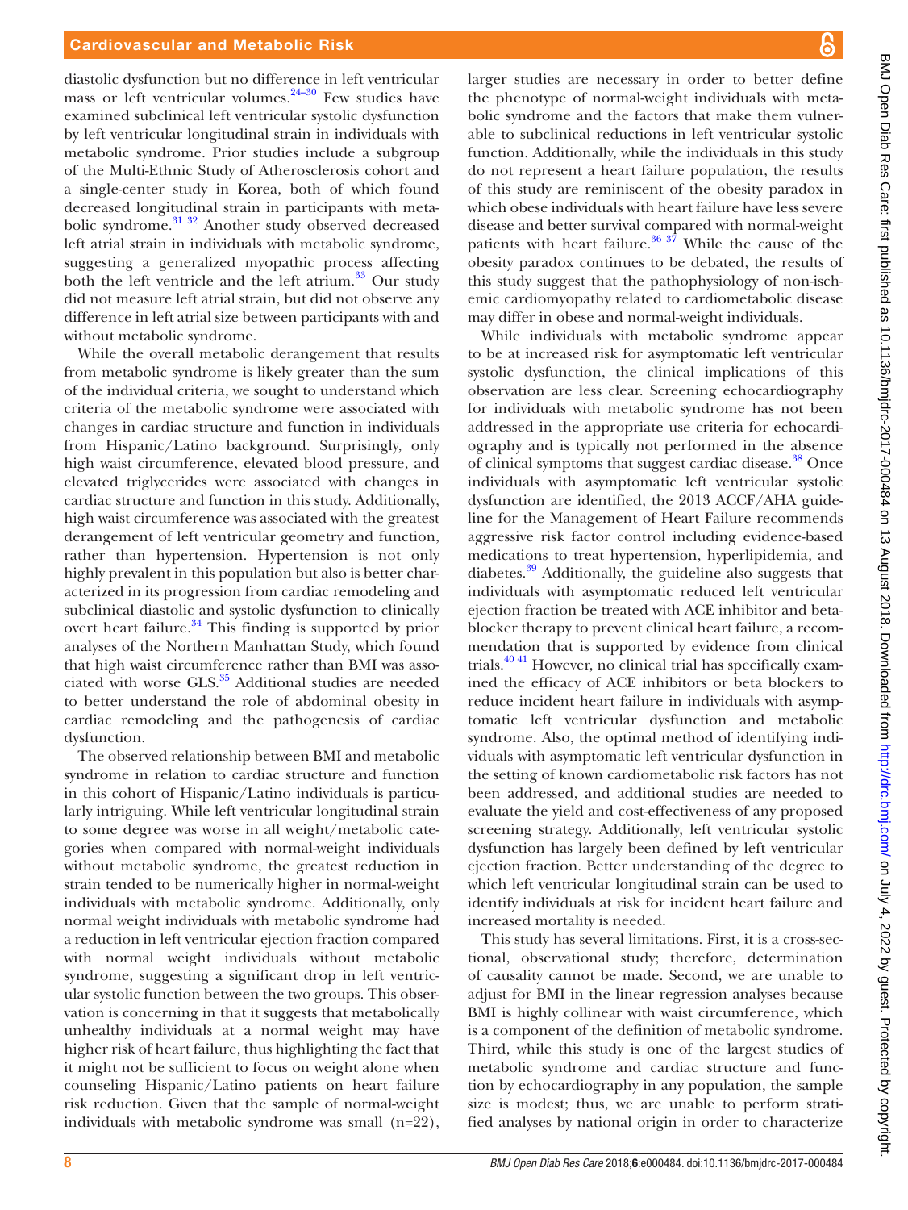diastolic dysfunction but no difference in left ventricular mass or left ventricular volumes.[24–30] Few studies have examined subclinical left ventricular systolic dysfunction by left ventricular longitudinal strain in individuals with metabolic syndrome. Prior studies include a subgroup of the Multi-Ethnic Study of Atherosclerosis cohort and a single-center study in Korea, both of which found decreased longitudinal strain in participants with metabolic syndrome.[31 32] Another study observed decreased left atrial strain in individuals with metabolic syndrome, suggesting a generalized myopathic process affecting both the left ventricle and the left atrium.[33] Our study did not measure left atrial strain, but did not observe any difference in left atrial size between participants with and without metabolic syndrome.

While the overall metabolic derangement that results from metabolic syndrome is likely greater than the sum of the individual criteria, we sought to understand which criteria of the metabolic syndrome were associated with changes in cardiac structure and function in individuals from Hispanic/Latino background. Surprisingly, only high waist circumference, elevated blood pressure, and elevated triglycerides were associated with changes in cardiac structure and function in this study. Additionally, high waist circumference was associated with the greatest derangement of left ventricular geometry and function, rather than hypertension. Hypertension is not only highly prevalent in this population but also is better characterized in its progression from cardiac remodeling and subclinical diastolic and systolic dysfunction to clinically overt heart failure.[34] This finding is supported by prior analyses of the Northern Manhattan Study, which found that high waist circumference rather than BMI was associated with worse GLS.[35] Additional studies are needed to better understand the role of abdominal obesity in cardiac remodeling and the pathogenesis of cardiac dysfunction.

The observed relationship between BMI and metabolic syndrome in relation to cardiac structure and function in this cohort of Hispanic/Latino individuals is particularly intriguing. While left ventricular longitudinal strain to some degree was worse in all weight/metabolic categories when compared with normal-weight individuals without metabolic syndrome, the greatest reduction in strain tended to be numerically higher in normal-weight individuals with metabolic syndrome. Additionally, only normal weight individuals with metabolic syndrome had a reduction in left ventricular ejection fraction compared with normal weight individuals without metabolic syndrome, suggesting a significant drop in left ventricular systolic function between the two groups. This observation is concerning in that it suggests that metabolically unhealthy individuals at a normal weight may have higher risk of heart failure, thus highlighting the fact that it might not be sufficient to focus on weight alone when counseling Hispanic/Latino patients on heart failure risk reduction. Given that the sample of normal-weight individuals with metabolic syndrome was small (n=22), larger studies are necessary in order to better define the phenotype of normal-weight individuals with metabolic syndrome and the factors that make them vulnerable to subclinical reductions in left ventricular systolic function. Additionally, while the individuals in this study do not represent a heart failure population, the results of this study are reminiscent of the obesity paradox in which obese individuals with heart failure have less severe disease and better survival compared with normal-weight patients with heart failure.[36 37] While the cause of the obesity paradox continues to be debated, the results of this study suggest that the pathophysiology of non-ischemic cardiomyopathy related to cardiometabolic disease may differ in obese and normal-weight individuals.

While individuals with metabolic syndrome appear to be at increased risk for asymptomatic left ventricular systolic dysfunction, the clinical implications of this observation are less clear. Screening echocardiography for individuals with metabolic syndrome has not been addressed in the appropriate use criteria for echocardiography and is typically not performed in the absence of clinical symptoms that suggest cardiac disease.[38] Once individuals with asymptomatic left ventricular systolic dysfunction are identified, the 2013 ACCF/AHA guideline for the Management of Heart Failure recommends aggressive risk factor control including evidence-based medications to treat hypertension, hyperlipidemia, and diabetes.[39] Additionally, the guideline also suggests that individuals with asymptomatic reduced left ventricular ejection fraction be treated with ACE inhibitor and beta-blocker therapy to prevent clinical heart failure, a recommendation that is supported by evidence from clinical trials.[40 41] However, no clinical trial has specifically examined the efficacy of ACE inhibitors or beta blockers to reduce incident heart failure in individuals with asymptomatic left ventricular dysfunction and metabolic syndrome. Also, the optimal method of identifying individuals with asymptomatic left ventricular dysfunction in the setting of known cardiometabolic risk factors has not been addressed, and additional studies are needed to evaluate the yield and cost-effectiveness of any proposed screening strategy. Additionally, left ventricular systolic dysfunction has largely been defined by left ventricular ejection fraction. Better understanding of the degree to which left ventricular longitudinal strain can be used to identify individuals at risk for incident heart failure and increased mortality is needed.

This study has several limitations. First, it is a cross-sectional, observational study; therefore, determination of causality cannot be made. Second, we are unable to adjust for BMI in the linear regression analyses because BMI is highly collinear with waist circumference, which is a component of the definition of metabolic syndrome. Third, while this study is one of the largest studies of metabolic syndrome and cardiac structure and function by echocardiography in any population, the sample size is modest; thus, we are unable to perform stratified analyses by national origin in order to characterize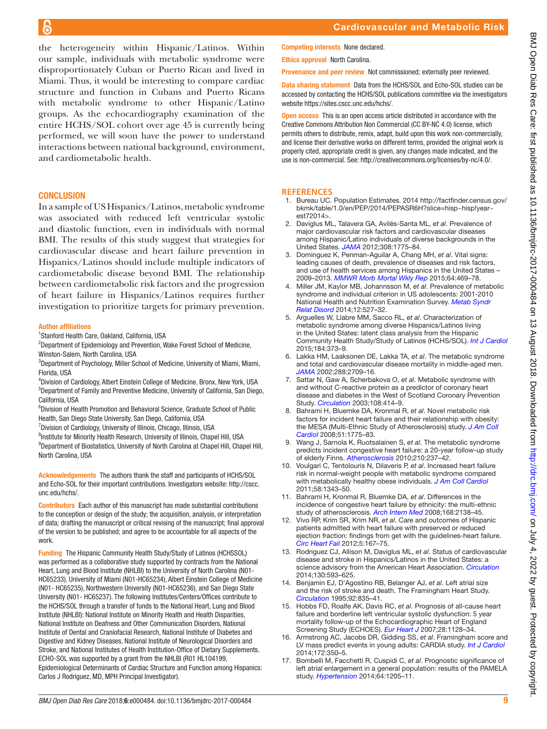the heterogeneity within Hispanic/Latinos. Within our sample, individuals with metabolic syndrome were disproportionately Cuban or Puerto Rican and lived in Miami. Thus, it would be interesting to compare cardiac structure and function in Cubans and Puerto Ricans with metabolic syndrome to other Hispanic/Latino groups. As the echocardiography examination of the entire HCHS/SOL cohort over age 45 is currently being performed, we will soon have the power to understand interactions between national background, environment, and cardiometabolic health.

## CONCLUSION

In a sample of US Hispanics/Latinos, metabolic syndrome was associated with reduced left ventricular systolic and diastolic function, even in individuals with normal BMI. The results of this study suggest that strategies for cardiovascular disease and heart failure prevention in Hispanics/Latinos should include multiple indicators of cardiometabolic disease beyond BMI. The relationship between cardiometabolic risk factors and the progression of heart failure in Hispanics/Latinos requires further investigation to prioritize targets for primary prevention.

**Author affiliations**

[1]Stanford Health Care, Oakland, California, USA
[2]Department of Epidemiology and Prevention, Wake Forest School of Medicine, Winston-Salem, North Carolina, USA
[3]Department of Psychology, Miller School of Medicine, University of Miami, Miami, Florida, USA
[4]Division of Cardiology, Albert Einstein College of Medicine, Bronx, New York, USA
[5]Department of Family and Preventive Medicine, University of California, San Diego, California, USA
[6]Division of Health Promotion and Behavioral Science, Graduate School of Public Health, San Diego State University, San Diego, California, USA
[7]Division of Cardiology, University of Illinois, Chicago, Illinois, USA
[8]Institute for Minority Health Research, University of Illinois, Chapel Hill, USA
[9]Department of Biostatistics, University of North Carolina at Chapel Hill, Chapel Hill, North Carolina, USA

**Acknowledgements** The authors thank the staff and participants of HCHS/SOL and Echo-SOL for their important contributions. Investigators website: http://cscc.unc.edu/hchs/.

**Contributors** Each author of this manuscript has made substantial contributions to the conception or design of the study; the acquisition, analysis, or interpretation of data; drafting the manuscript or critical revising of the manuscript; final approval of the version to be published; and agree to be accountable for all aspects of the work.

**Funding** The Hispanic Community Health Study/Study of Latinos (HCHSSOL) was performed as a collaborative study supported by contracts from the National Heart, Lung and Blood Institute (NHLBI) to the University of North Carolina (N01-HC65233), University of Miami (N01-HC65234), Albert Einstein College of Medicine (N01- HC65235), Northwestern University (N01-HC65236), and San Diego State University (N01- HC65237). The following Institutes/Centers/Offices contribute to the HCHS/SOL through a transfer of funds to the National Heart, Lung and Blood Institute (NHLBI): National Institute on Minority Health and Health Disparities, National Institute on Deafness and Other Communication Disorders, National Institute of Dental and Craniofacial Research, National Institute of Diabetes and Digestive and Kidney Diseases, National Institute of Neurological Disorders and Stroke, and National Institutes of Health Institution-Office of Dietary Supplements. ECHO-SOL was supported by a grant from the NHLBI (R01 HL104199, Epidemiological Determinants of Cardiac Structure and Function among Hispanics: Carlos J Rodriguez, MD, MPH Principal Investigator).

**Competing interests** None declared.

**Ethics approval** North Carolina.

**Provenance and peer review** Not commissioned; externally peer reviewed.

**Data sharing statement** Data from the HCHS/SOL and Echo-SOL studies can be accessed by contacting the HCHS/SOL publications committee via the investigators website https://sites.cscc.unc.edu/hchs/.

**Open access** This is an open access article distributed in accordance with the Creative Commons Attribution Non Commercial (CC BY-NC 4.0) license, which permits others to distribute, remix, adapt, build upon this work non-commercially, and license their derivative works on different terms, provided the original work is properly cited, appropriate credit is given, any changes made indicated, and the use is non-commercial. See: http://creativecommons.org/licenses/by-nc/4.0/.

## REFERENCES

1. Bureau UC. Population Estimates. 2014 http://factfinder.census.gov/bkmk/table/1.0/en/PEP/2014/PEPASR6H?slice=hisp~hisp!year~est72014>.
2. Daviglus ML, Talavera GA, Avilés-Santa ML, *et al*. Prevalence of major cardiovascular risk factors and cardiovascular diseases among Hispanic/Latino individuals of diverse backgrounds in the United States. *JAMA* 2012;308:1775–84.
3. Dominguez K, Penman-Aguilar A, Chang MH, *et al*. Vital signs: leading causes of death, prevalence of diseases and risk factors, and use of health services among Hispanics in the United States – 2009–2013. *MMWR Morb Mortal Wkly Rep* 2015;64:469–78.
4. Miller JM, Kaylor MB, Johannsson M, *et al*. Prevalence of metabolic syndrome and individual criterion in US adolescents: 2001-2010 National Health and Nutrition Examination Survey. *Metab Syndr Relat Disord* 2014;12:527–32.
5. Arguelles W, Llabre MM, Sacco RL, *et al*. Characterization of metabolic syndrome among diverse Hispanics/Latinos living in the United States: latent class analysis from the Hispanic Community Health Study/Study of Latinos (HCHS/SOL). *Int J Cardiol* 2015;184:373–9.
6. Lakka HM, Laaksonen DE, Lakka TA, *et al*. The metabolic syndrome and total and cardiovascular disease mortality in middle-aged men. *JAMA* 2002;288:2709–16.
7. Sattar N, Gaw A, Scherbakova O, *et al*. Metabolic syndrome with and without C-reactive protein as a predictor of coronary heart disease and diabetes in the West of Scotland Coronary Prevention Study. *Circulation* 2003;108:414–9.
8. Bahrami H, Bluemke DA, Kronmal R, *et al*. Novel metabolic risk factors for incident heart failure and their relationship with obesity: the MESA (Multi-Ethnic Study of Atherosclerosis) study. *J Am Coll Cardiol* 2008;51:1775–83.
9. Wang J, Sarnola K, Ruotsalainen S, *et al*. The metabolic syndrome predicts incident congestive heart failure: a 20-year follow-up study of elderly Finns. *Atherosclerosis* 2010;210:237–42.
10. Voulgari C, Tentolouris N, Dilaveris P, *et al*. Increased heart failure risk in normal-weight people with metabolic syndrome compared with metabolically healthy obese individuals. *J Am Coll Cardiol* 2011;58:1343–50.
11. Bahrami H, Kronmal R, Bluemke DA, *et al*. Differences in the incidence of congestive heart failure by ethnicity: the multi-ethnic study of atherosclerosis. *Arch Intern Med* 2008;168:2138–45.
12. Vivo RP, Krim SR, Krim NR, *et al*. Care and outcomes of Hispanic patients admitted with heart failure with preserved or reduced ejection fraction: findings from get with the guidelines-heart failure. *Circ Heart Fail* 2012;5:167–75.
13. Rodriguez CJ, Allison M, Daviglus ML, *et al*. Status of cardiovascular disease and stroke in Hispanics/Latinos in the United States: a science advisory from the American Heart Association. *Circulation* 2014;130:593–625.
14. Benjamin EJ, D'Agostino RB, Belanger AJ, *et al*. Left atrial size and the risk of stroke and death. The Framingham Heart Study. *Circulation* 1995;92:835–41.
15. Hobbs FD, Roalfe AK, Davis RC, *et al*. Prognosis of all-cause heart failure and borderline left ventricular systolic dysfunction: 5 year mortality follow-up of the Echocardiographic Heart of England Screening Study (ECHOES). *Eur Heart J* 2007;28:1128–34.
16. Armstrong AC, Jacobs DR, Gidding SS, *et al*. Framingham score and LV mass predict events in young adults: CARDIA study. *Int J Cardiol* 2014;172:350–5.
17. Bombelli M, Facchetti R, Cuspidi C, *et al*. Prognostic significance of left atrial enlargement in a general population: results of the PAMELA study. *Hypertension* 2014;64:1205–11.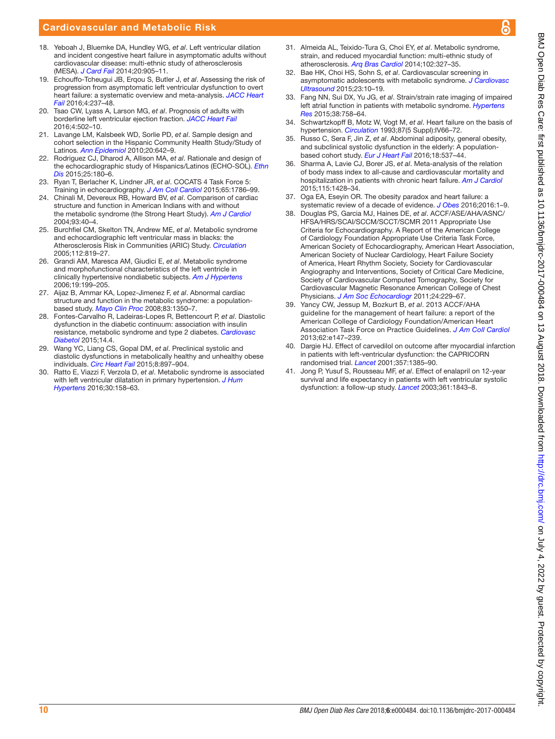18. Yeboah J, Bluemke DA, Hundley WG, *et al*. Left ventricular dilation and incident congestive heart failure in asymptomatic adults without cardiovascular disease: multi-ethnic study of atherosclerosis (MESA). *J Card Fail* 2014;20:905–11.
19. Echouffo-Tcheugui JB, Erqou S, Butler J, *et al*. Assessing the risk of progression from asymptomatic left ventricular dysfunction to overt heart failure: a systematic overview and meta-analysis. *JACC Heart Fail* 2016;4:237–48.
20. Tsao CW, Lyass A, Larson MG, *et al*. Prognosis of adults with borderline left ventricular ejection fraction. *JACC Heart Fail* 2016;4:502–10.
21. Lavange LM, Kalsbeek WD, Sorlie PD, *et al*. Sample design and cohort selection in the Hispanic Community Health Study/Study of Latinos. *Ann Epidemiol* 2010;20:642–9.
22. Rodriguez CJ, Dharod A, Allison MA, *et al*. Rationale and design of the echocardiographic study of Hispanics/Latinos (ECHO-SOL). *Ethn Dis* 2015;25:180–6.
23. Ryan T, Berlacher K, Lindner JR, *et al*. COCATS 4 Task Force 5: Training in echocardiography. *J Am Coll Cardiol* 2015;65:1786–99.
24. Chinali M, Devereux RB, Howard BV, *et al*. Comparison of cardiac structure and function in American Indians with and without the metabolic syndrome (the Strong Heart Study). *Am J Cardiol* 2004;93:40–4.
25. Burchfiel CM, Skelton TN, Andrew ME, *et al*. Metabolic syndrome and echocardiographic left ventricular mass in blacks: the Atherosclerosis Risk in Communities (ARIC) Study. *Circulation* 2005;112:819–27.
26. Grandi AM, Maresca AM, Giudici E, *et al*. Metabolic syndrome and morphofunctional characteristics of the left ventricle in clinically hypertensive nondiabetic subjects. *Am J Hypertens* 2006;19:199–205.
27. Aijaz B, Ammar KA, Lopez-Jimenez F, *et al*. Abnormal cardiac structure and function in the metabolic syndrome: a population-based study. *Mayo Clin Proc* 2008;83:1350–7.
28. Fontes-Carvalho R, Ladeiras-Lopes R, Bettencourt P, *et al*. Diastolic dysfunction in the diabetic continuum: association with insulin resistance, metabolic syndrome and type 2 diabetes. *Cardiovasc Diabetol* 2015;14.4.
29. Wang YC, Liang CS, Gopal DM, *et al*. Preclinical systolic and diastolic dysfunctions in metabolically healthy and unhealthy obese individuals. *Circ Heart Fail* 2015;8:897–904.
30. Ratto E, Viazzi F, Verzola D, *et al*. Metabolic syndrome is associated with left ventricular dilatation in primary hypertension. *J Hum Hypertens* 2016;30:158–63.
31. Almeida AL, Teixido-Tura G, Choi EY, *et al*. Metabolic syndrome, strain, and reduced myocardial function: multi-ethnic study of atherosclerosis. *Arq Bras Cardiol* 2014;102:327–35.
32. Bae HK, Choi HS, Sohn S, *et al*. Cardiovascular screening in asymptomatic adolescents with metabolic syndrome. *J Cardiovasc Ultrasound* 2015;23:10–19.
33. Fang NN, Sui DX, Yu JG, *et al*. Strain/strain rate imaging of impaired left atrial function in patients with metabolic syndrome. *Hypertens Res* 2015;38:758–64.
34. Schwartzkopff B, Motz W, Vogt M, *et al*. Heart failure on the basis of hypertension. *Circulation* 1993;87(5 Suppl):IV66–72.
35. Russo C, Sera F, Jin Z, *et al*. Abdominal adiposity, general obesity, and subclinical systolic dysfunction in the elderly: A population-based cohort study. *Eur J Heart Fail* 2016;18:537–44.
36. Sharma A, Lavie CJ, Borer JS, *et al*. Meta-analysis of the relation of body mass index to all-cause and cardiovascular mortality and hospitalization in patients with chronic heart failure. *Am J Cardiol* 2015;115:1428–34.
37. Oga EA, Eseyin OR. The obesity paradox and heart failure: a systematic review of a decade of evidence. *J Obes* 2016;2016:1–9.
38. Douglas PS, Garcia MJ, Haines DE, *et al*. ACCF/ASE/AHA/ASNC/HFSA/HRS/SCAI/SCCM/SCCT/SCMR 2011 Appropriate Use Criteria for Echocardiography. A Report of the American College of Cardiology Foundation Appropriate Use Criteria Task Force, American Society of Echocardiography, American Heart Association, American Society of Nuclear Cardiology, Heart Failure Society of America, Heart Rhythm Society, Society for Cardiovascular Angiography and Interventions, Society of Critical Care Medicine, Society of Cardiovascular Computed Tomography, Society for Cardiovascular Magnetic Resonance American College of Chest Physicians. *J Am Soc Echocardiogr* 2011;24:229–67.
39. Yancy CW, Jessup M, Bozkurt B, *et al*. 2013 ACCF/AHA guideline for the management of heart failure: a report of the American College of Cardiology Foundation/American Heart Association Task Force on Practice Guidelines. *J Am Coll Cardiol* 2013;62:e147–239.
40. Dargie HJ. Effect of carvedilol on outcome after myocardial infarction in patients with left-ventricular dysfunction: the CAPRICORN randomised trial. *Lancet* 2001;357:1385–90.
41. Jong P, Yusuf S, Rousseau MF, *et al*. Effect of enalapril on 12-year survival and life expectancy in patients with left ventricular systolic dysfunction: a follow-up study. *Lancet* 2003;361:1843–8.